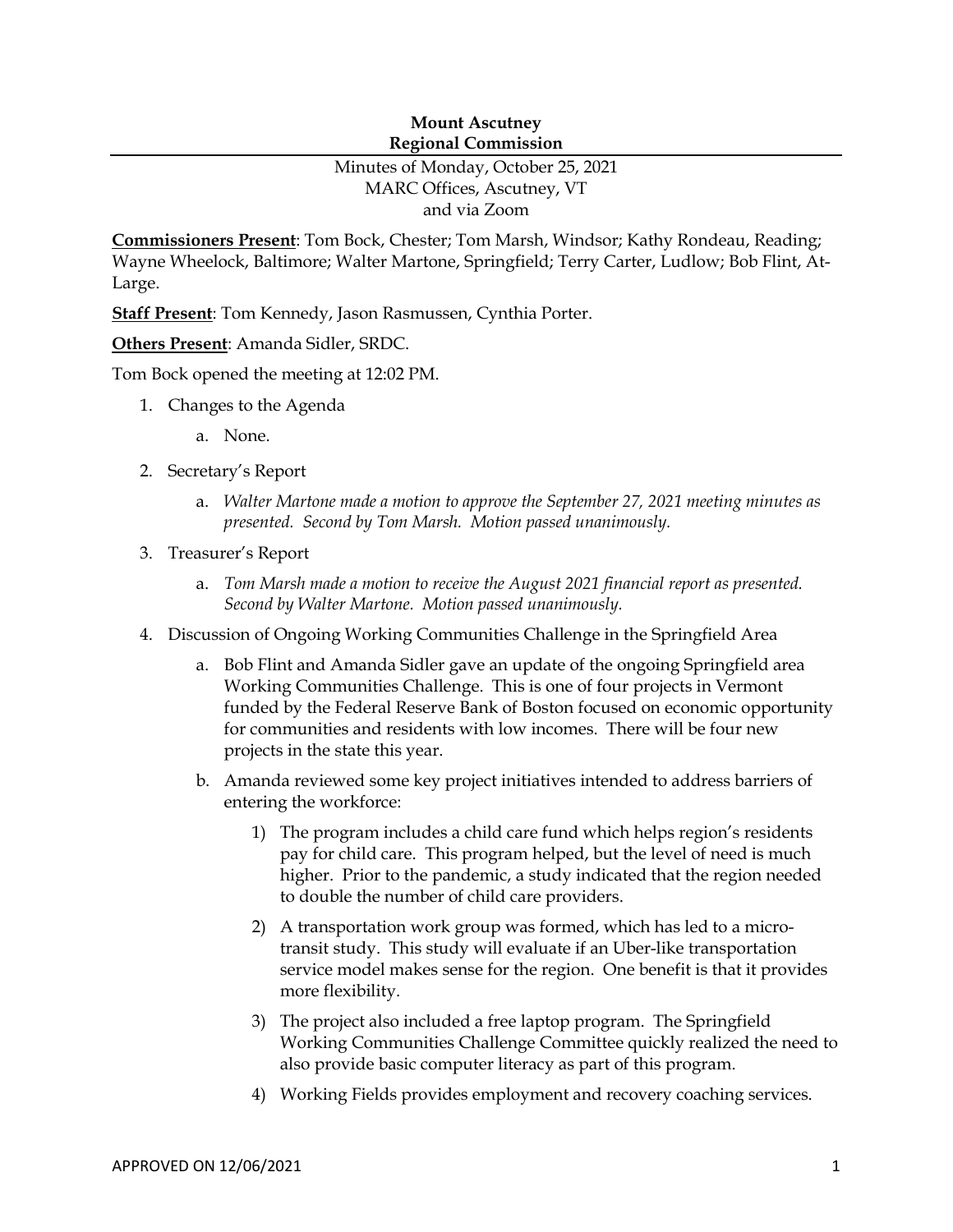**Mount Ascutney**
**Regional Commission**

Minutes of Monday, October 25, 2021
MARC Offices, Ascutney, VT
and via Zoom

**Commissioners Present**: Tom Bock, Chester; Tom Marsh, Windsor; Kathy Rondeau, Reading; Wayne Wheelock, Baltimore; Walter Martone, Springfield; Terry Carter, Ludlow; Bob Flint, At-Large.

**Staff Present**: Tom Kennedy, Jason Rasmussen, Cynthia Porter.

**Others Present**: Amanda Sidler, SRDC.

Tom Bock opened the meeting at 12:02 PM.

1. Changes to the Agenda
   a. None.
2. Secretary's Report
   a. *Walter Martone made a motion to approve the September 27, 2021 meeting minutes as presented. Second by Tom Marsh. Motion passed unanimously.*
3. Treasurer's Report
   a. *Tom Marsh made a motion to receive the August 2021 financial report as presented. Second by Walter Martone. Motion passed unanimously.*
4. Discussion of Ongoing Working Communities Challenge in the Springfield Area
   a. Bob Flint and Amanda Sidler gave an update of the ongoing Springfield area Working Communities Challenge. This is one of four projects in Vermont funded by the Federal Reserve Bank of Boston focused on economic opportunity for communities and residents with low incomes. There will be four new projects in the state this year.
   b. Amanda reviewed some key project initiatives intended to address barriers of entering the workforce:
      1) The program includes a child care fund which helps region's residents pay for child care. This program helped, but the level of need is much higher. Prior to the pandemic, a study indicated that the region needed to double the number of child care providers.
      2) A transportation work group was formed, which has led to a micro-transit study. This study will evaluate if an Uber-like transportation service model makes sense for the region. One benefit is that it provides more flexibility.
      3) The project also included a free laptop program. The Springfield Working Communities Challenge Committee quickly realized the need to also provide basic computer literacy as part of this program.
      4) Working Fields provides employment and recovery coaching services.

APPROVED ON 12/06/2021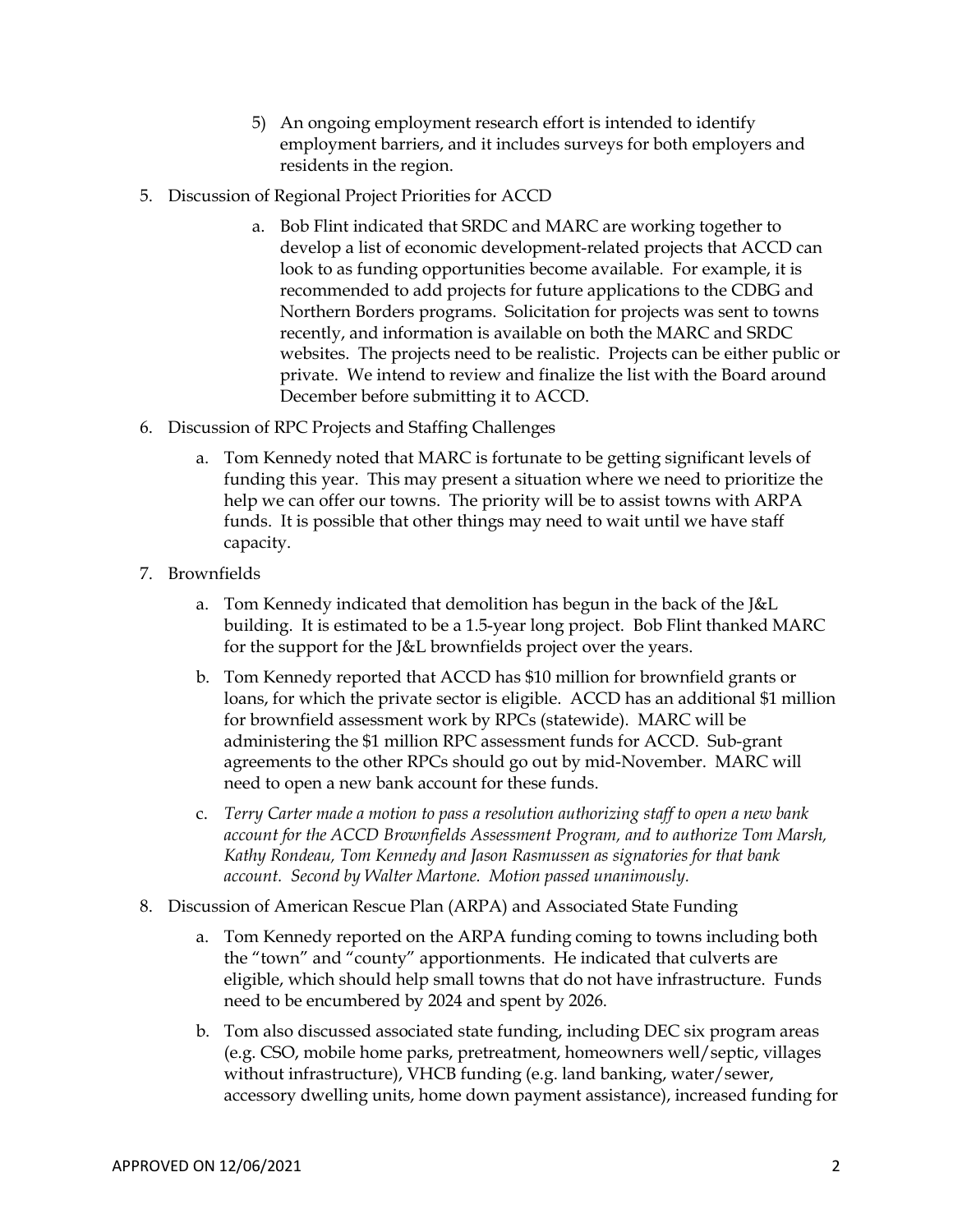5) An ongoing employment research effort is intended to identify employment barriers, and it includes surveys for both employers and residents in the region.

5. Discussion of Regional Project Priorities for ACCD
   a. Bob Flint indicated that SRDC and MARC are working together to develop a list of economic development-related projects that ACCD can look to as funding opportunities become available. For example, it is recommended to add projects for future applications to the CDBG and Northern Borders programs. Solicitation for projects was sent to towns recently, and information is available on both the MARC and SRDC websites. The projects need to be realistic. Projects can be either public or private. We intend to review and finalize the list with the Board around December before submitting it to ACCD.

6. Discussion of RPC Projects and Staffing Challenges
   a. Tom Kennedy noted that MARC is fortunate to be getting significant levels of funding this year. This may present a situation where we need to prioritize the help we can offer our towns. The priority will be to assist towns with ARPA funds. It is possible that other things may need to wait until we have staff capacity.

7. Brownfields
   a. Tom Kennedy indicated that demolition has begun in the back of the J&L building. It is estimated to be a 1.5-year long project. Bob Flint thanked MARC for the support for the J&L brownfields project over the years.
   b. Tom Kennedy reported that ACCD has $10 million for brownfield grants or loans, for which the private sector is eligible. ACCD has an additional $1 million for brownfield assessment work by RPCs (statewide). MARC will be administering the $1 million RPC assessment funds for ACCD. Sub-grant agreements to the other RPCs should go out by mid-November. MARC will need to open a new bank account for these funds.
   c. *Terry Carter made a motion to pass a resolution authorizing staff to open a new bank account for the ACCD Brownfields Assessment Program, and to authorize Tom Marsh, Kathy Rondeau, Tom Kennedy and Jason Rasmussen as signatories for that bank account. Second by Walter Martone. Motion passed unanimously.*

8. Discussion of American Rescue Plan (ARPA) and Associated State Funding
   a. Tom Kennedy reported on the ARPA funding coming to towns including both the "town" and "county" apportionments. He indicated that culverts are eligible, which should help small towns that do not have infrastructure. Funds need to be encumbered by 2024 and spent by 2026.
   b. Tom also discussed associated state funding, including DEC six program areas (e.g. CSO, mobile home parks, pretreatment, homeowners well/septic, villages without infrastructure), VHCB funding (e.g. land banking, water/sewer, accessory dwelling units, home down payment assistance), increased funding for

APPROVED ON 12/06/2021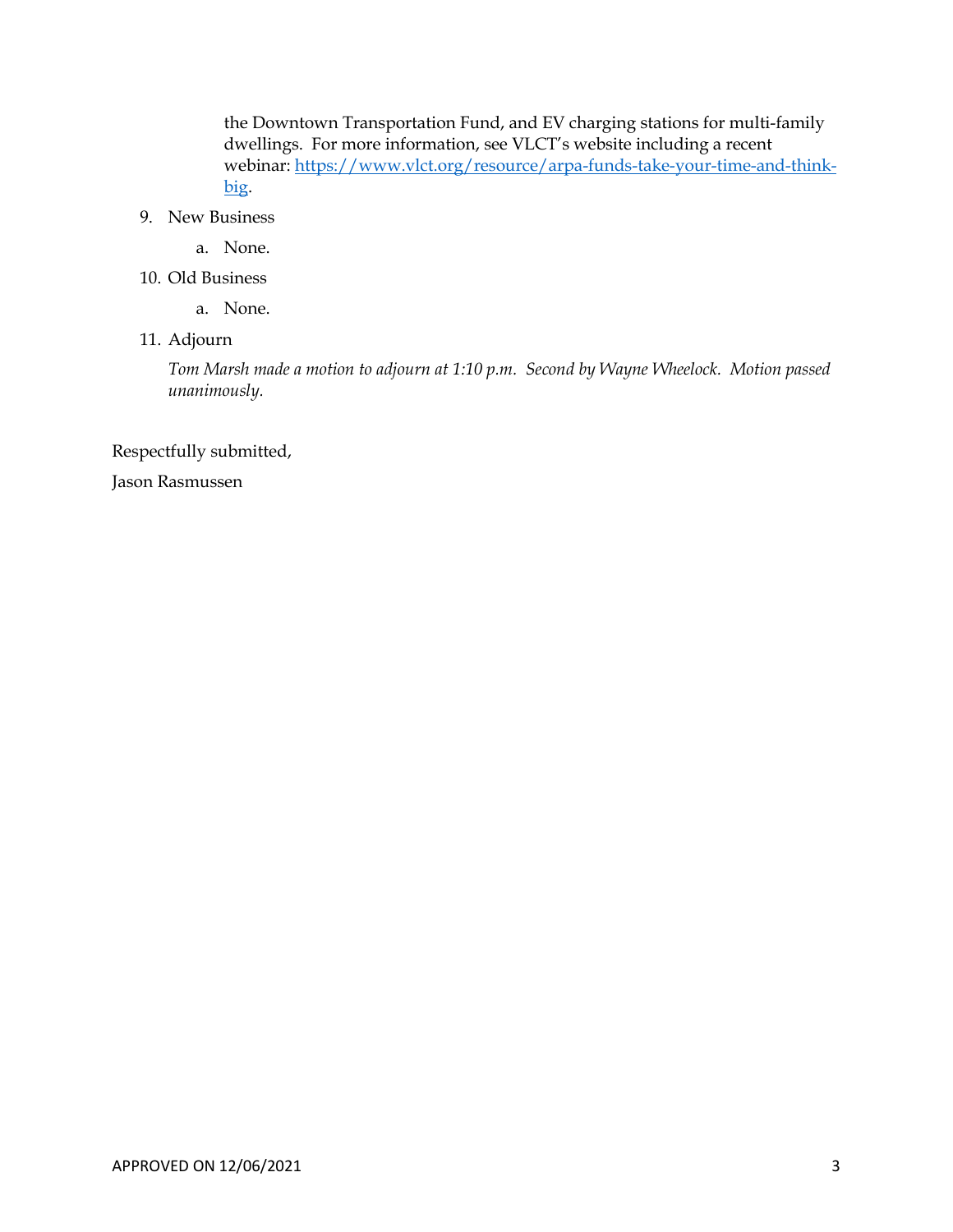the Downtown Transportation Fund, and EV charging stations for multi-family dwellings. For more information, see VLCT's website including a recent webinar: [https://www.vlct.org/resource/arpa-funds-take-your-time-and-think-big](https://www.vlct.org/resource/arpa-funds-take-your-time-and-think-big).

9. New Business
   a. None.
10. Old Business
    a. None.
11. Adjourn

    *Tom Marsh made a motion to adjourn at 1:10 p.m. Second by Wayne Wheelock. Motion passed unanimously.*

Respectfully submitted,

Jason Rasmussen

APPROVED ON 12/06/2021